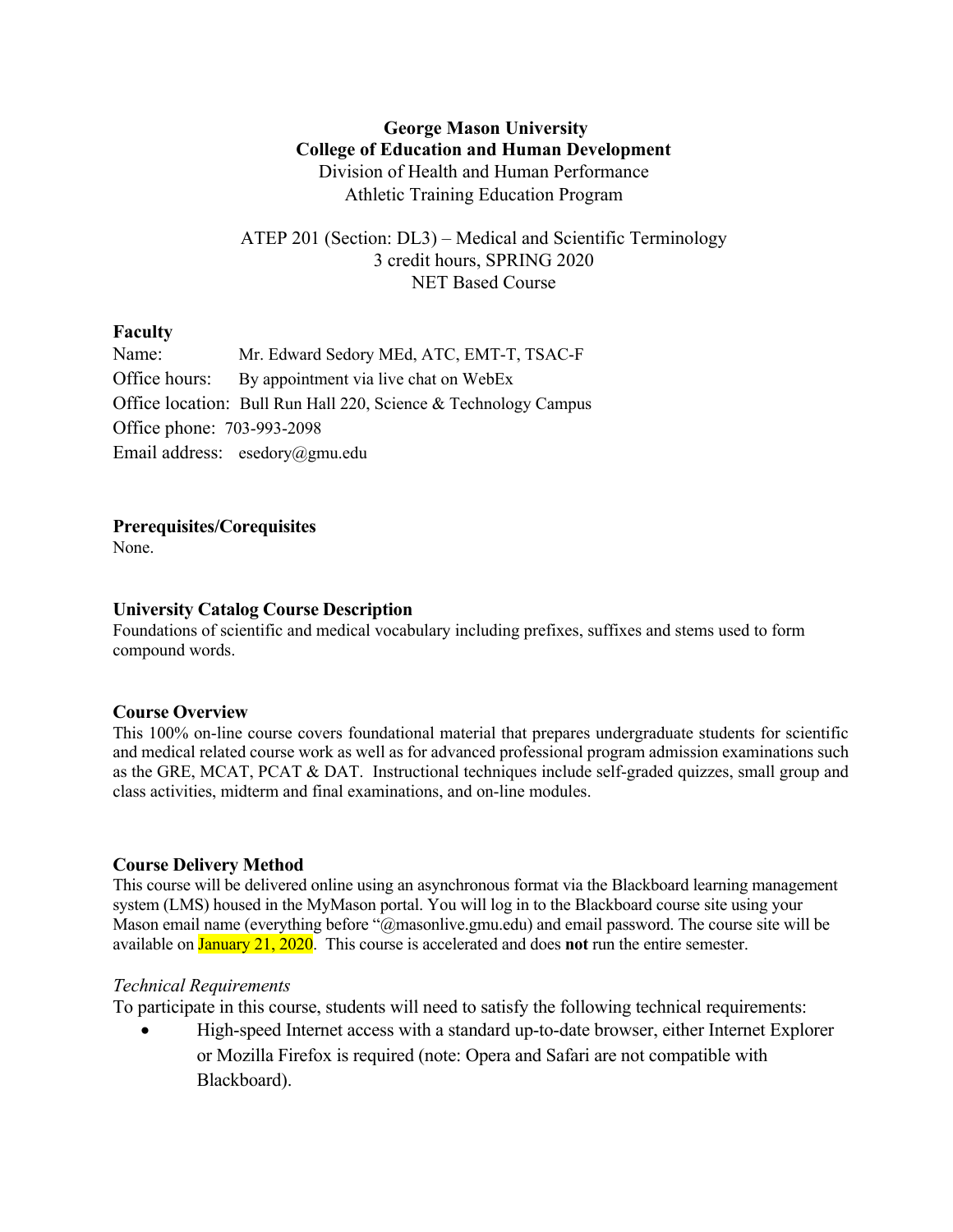**George Mason University**
**College of Education and Human Development**
Division of Health and Human Performance
Athletic Training Education Program

ATEP 201 (Section: DL3) – Medical and Scientific Terminology
3 credit hours, SPRING 2020
NET Based Course

### Faculty

Name: Mr. Edward Sedory MEd, ATC, EMT-T, TSAC-F
Office hours: By appointment via live chat on WebEx
Office location: Bull Run Hall 220, Science & Technology Campus
Office phone: 703-993-2098
Email address: esedory@gmu.edu

### Prerequisites/Corequisites

None.

### University Catalog Course Description

Foundations of scientific and medical vocabulary including prefixes, suffixes and stems used to form compound words.

### Course Overview

This 100% on-line course covers foundational material that prepares undergraduate students for scientific and medical related course work as well as for advanced professional program admission examinations such as the GRE, MCAT, PCAT & DAT. Instructional techniques include self-graded quizzes, small group and class activities, midterm and final examinations, and on-line modules.

### Course Delivery Method

This course will be delivered online using an asynchronous format via the Blackboard learning management system (LMS) housed in the MyMason portal. You will log in to the Blackboard course site using your Mason email name (everything before "@masonlive.gmu.edu) and email password. The course site will be available on January 21, 2020. This course is accelerated and does **not** run the entire semester.

*Technical Requirements*

To participate in this course, students will need to satisfy the following technical requirements:

- High-speed Internet access with a standard up-to-date browser, either Internet Explorer or Mozilla Firefox is required (note: Opera and Safari are not compatible with Blackboard).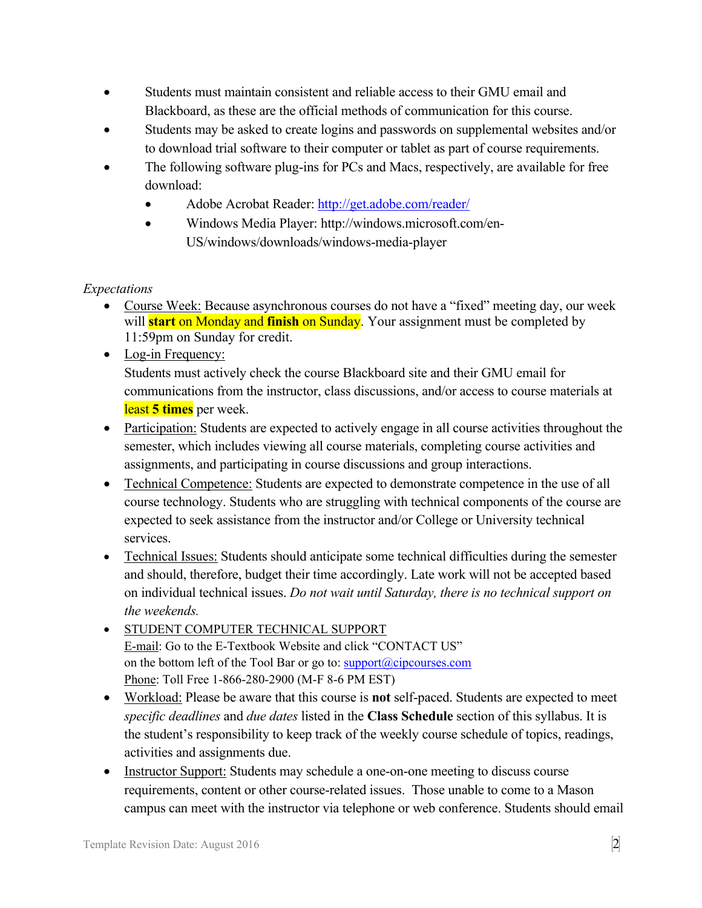- Students must maintain consistent and reliable access to their GMU email and Blackboard, as these are the official methods of communication for this course.
- Students may be asked to create logins and passwords on supplemental websites and/or to download trial software to their computer or tablet as part of course requirements.
- The following software plug-ins for PCs and Macs, respectively, are available for free download:
    - Adobe Acrobat Reader: http://get.adobe.com/reader/
    - Windows Media Player: http://windows.microsoft.com/en-US/windows/downloads/windows-media-player

*Expectations*

- Course Week: Because asynchronous courses do not have a "fixed" meeting day, our week will **start** on Monday and **finish** on Sunday. Your assignment must be completed by 11:59pm on Sunday for credit.
- Log-in Frequency:
  Students must actively check the course Blackboard site and their GMU email for communications from the instructor, class discussions, and/or access to course materials at least **5 times** per week.
- Participation: Students are expected to actively engage in all course activities throughout the semester, which includes viewing all course materials, completing course activities and assignments, and participating in course discussions and group interactions.
- Technical Competence: Students are expected to demonstrate competence in the use of all course technology. Students who are struggling with technical components of the course are expected to seek assistance from the instructor and/or College or University technical services.
- Technical Issues: Students should anticipate some technical difficulties during the semester and should, therefore, budget their time accordingly. Late work will not be accepted based on individual technical issues. *Do not wait until Saturday, there is no technical support on the weekends.*
- STUDENT COMPUTER TECHNICAL SUPPORT
  E-mail: Go to the E-Textbook Website and click "CONTACT US" on the bottom left of the Tool Bar or go to: support@cipcourses.com
  Phone: Toll Free 1-866-280-2900 (M-F 8-6 PM EST)
- Workload: Please be aware that this course is **not** self-paced. Students are expected to meet *specific deadlines* and *due dates* listed in the **Class Schedule** section of this syllabus. It is the student's responsibility to keep track of the weekly course schedule of topics, readings, activities and assignments due.
- Instructor Support: Students may schedule a one-on-one meeting to discuss course requirements, content or other course-related issues. Those unable to come to a Mason campus can meet with the instructor via telephone or web conference. Students should email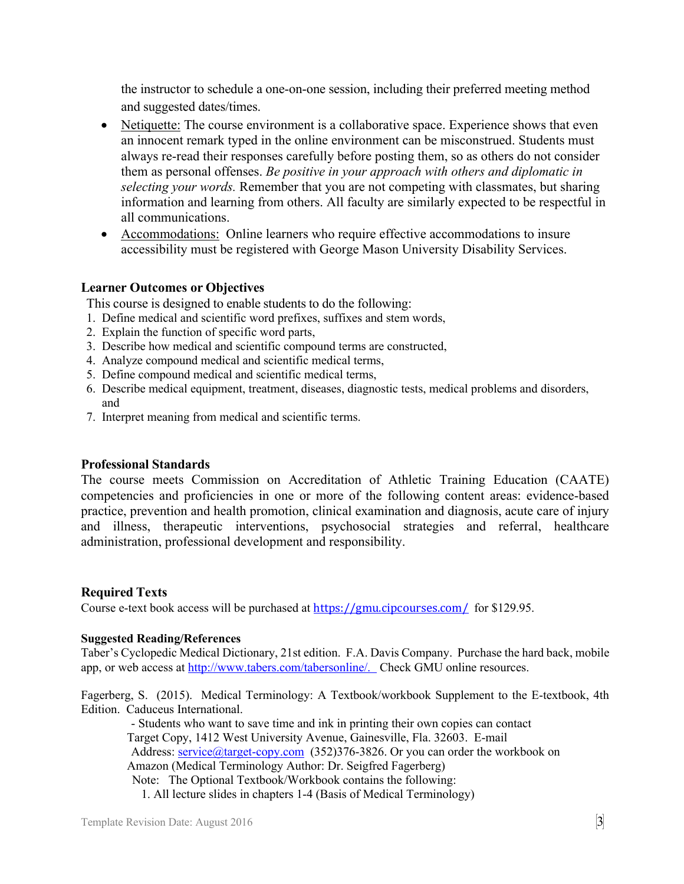the instructor to schedule a one-on-one session, including their preferred meeting method and suggested dates/times.

- Netiquette: The course environment is a collaborative space. Experience shows that even an innocent remark typed in the online environment can be misconstrued. Students must always re-read their responses carefully before posting them, so as others do not consider them as personal offenses. *Be positive in your approach with others and diplomatic in selecting your words.* Remember that you are not competing with classmates, but sharing information and learning from others. All faculty are similarly expected to be respectful in all communications.
- Accommodations: Online learners who require effective accommodations to insure accessibility must be registered with George Mason University Disability Services.

### Learner Outcomes or Objectives

This course is designed to enable students to do the following:

1. Define medical and scientific word prefixes, suffixes and stem words,
2. Explain the function of specific word parts,
3. Describe how medical and scientific compound terms are constructed,
4. Analyze compound medical and scientific medical terms,
5. Define compound medical and scientific medical terms,
6. Describe medical equipment, treatment, diseases, diagnostic tests, medical problems and disorders, and
7. Interpret meaning from medical and scientific terms.

### Professional Standards

The course meets Commission on Accreditation of Athletic Training Education (CAATE) competencies and proficiencies in one or more of the following content areas: evidence-based practice, prevention and health promotion, clinical examination and diagnosis, acute care of injury and illness, therapeutic interventions, psychosocial strategies and referral, healthcare administration, professional development and responsibility.

### Required Texts

Course e-text book access will be purchased at https://gmu.cipcourses.com/ for $129.95.

#### Suggested Reading/References

Taber's Cyclopedic Medical Dictionary, 21st edition. F.A. Davis Company. Purchase the hard back, mobile app, or web access at http://www.tabers.com/tabersonline/. Check GMU online resources.

Fagerberg, S. (2015). Medical Terminology: A Textbook/workbook Supplement to the E-textbook, 4th Edition. Caduceus International.

- Students who want to save time and ink in printing their own copies can contact Target Copy, 1412 West University Avenue, Gainesville, Fla. 32603. E-mail Address: service@target-copy.com (352)376-3826. Or you can order the workbook on Amazon (Medical Terminology Author: Dr. Seigfred Fagerberg)

Note: The Optional Textbook/Workbook contains the following:

1. All lecture slides in chapters 1-4 (Basis of Medical Terminology)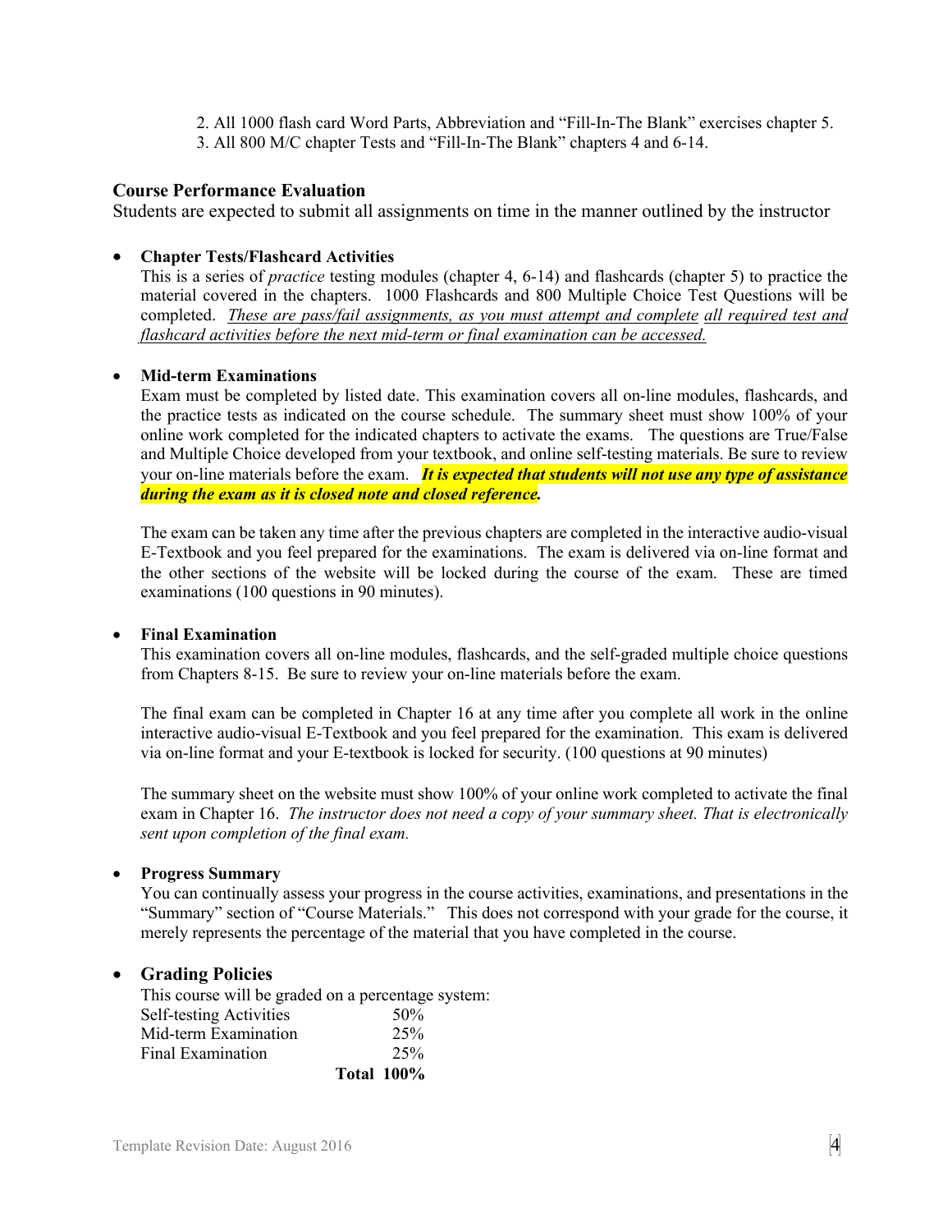2. All 1000 flash card Word Parts, Abbreviation and "Fill-In-The Blank" exercises chapter 5.
3. All 800 M/C chapter Tests and "Fill-In-The Blank" chapters 4 and 6-14.

### Course Performance Evaluation

Students are expected to submit all assignments on time in the manner outlined by the instructor

- **Chapter Tests/Flashcard Activities**
  This is a series of *practice* testing modules (chapter 4, 6-14) and flashcards (chapter 5) to practice the material covered in the chapters. 1000 Flashcards and 800 Multiple Choice Test Questions will be completed. *These are pass/fail assignments, as you must attempt and complete* all required test and flashcard activities before the next mid-term or final examination can be accessed.

- **Mid-term Examinations**
  Exam must be completed by listed date. This examination covers all on-line modules, flashcards, and the practice tests as indicated on the course schedule. The summary sheet must show 100% of your online work completed for the indicated chapters to activate the exams. The questions are True/False and Multiple Choice developed from your textbook, and online self-testing materials. Be sure to review your on-line materials before the exam. ***It is expected that students will not use any type of assistance during the exam as it is closed note and closed reference.***

  The exam can be taken any time after the previous chapters are completed in the interactive audio-visual E-Textbook and you feel prepared for the examinations. The exam is delivered via on-line format and the other sections of the website will be locked during the course of the exam. These are timed examinations (100 questions in 90 minutes).

- **Final Examination**
  This examination covers all on-line modules, flashcards, and the self-graded multiple choice questions from Chapters 8-15. Be sure to review your on-line materials before the exam.

  The final exam can be completed in Chapter 16 at any time after you complete all work in the online interactive audio-visual E-Textbook and you feel prepared for the examination. This exam is delivered via on-line format and your E-textbook is locked for security. (100 questions at 90 minutes)

  The summary sheet on the website must show 100% of your online work completed to activate the final exam in Chapter 16. *The instructor does not need a copy of your summary sheet. That is electronically sent upon completion of the final exam.*

- **Progress Summary**
  You can continually assess your progress in the course activities, examinations, and presentations in the "Summary" section of "Course Materials." This does not correspond with your grade for the course, it merely represents the percentage of the material that you have completed in the course.

- **Grading Policies**
  This course will be graded on a percentage system:

| | |
|---|---|
| Self-testing Activities | 50% |
| Mid-term Examination | 25% |
| Final Examination | 25% |
| **Total** | **100%** |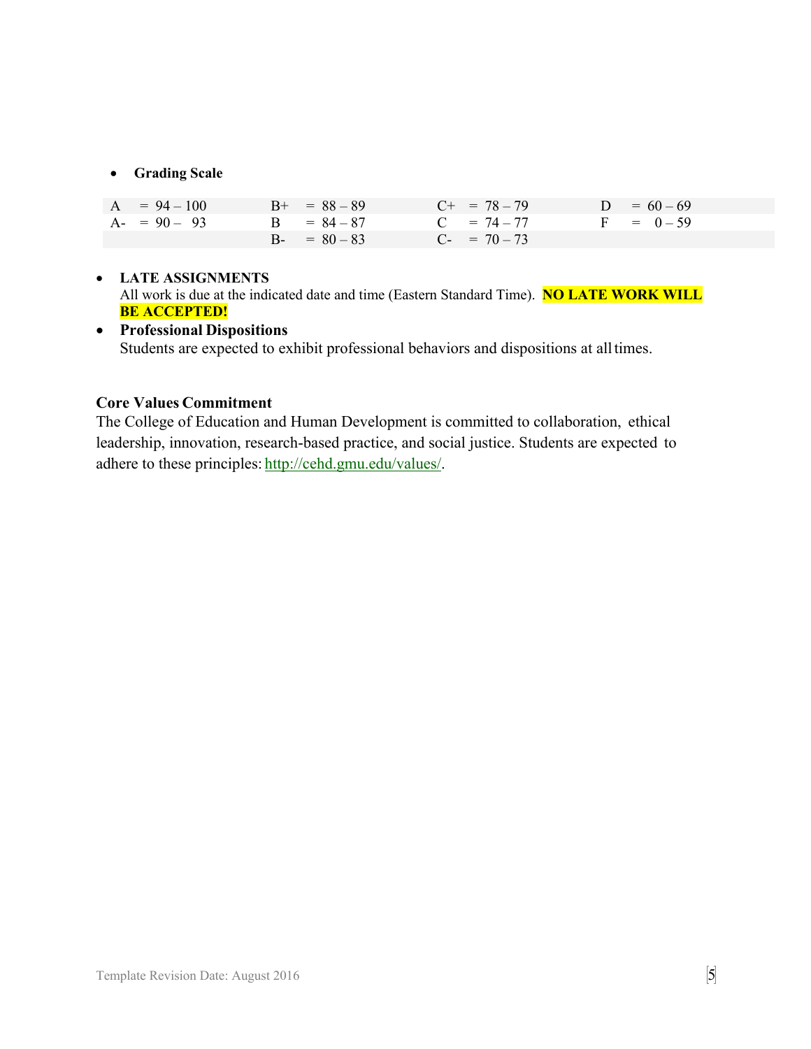- **Grading Scale**

| | | | |
|---|---|---|---|
| A = 94 – 100 | B+ = 88 – 89 | C+ = 78 – 79 | D = 60 – 69 |
| A- = 90 – 93 | B = 84 – 87 | C = 74 – 77 | F = 0 – 59 |
| | B- = 80 – 83 | C- = 70 – 73 | |

- **LATE ASSIGNMENTS**
  All work is due at the indicated date and time (Eastern Standard Time). **NO LATE WORK WILL BE ACCEPTED!**
- **Professional Dispositions**
  Students are expected to exhibit professional behaviors and dispositions at all times.

**Core Values Commitment**
The College of Education and Human Development is committed to collaboration, ethical leadership, innovation, research-based practice, and social justice. Students are expected to adhere to these principles: http://cehd.gmu.edu/values/.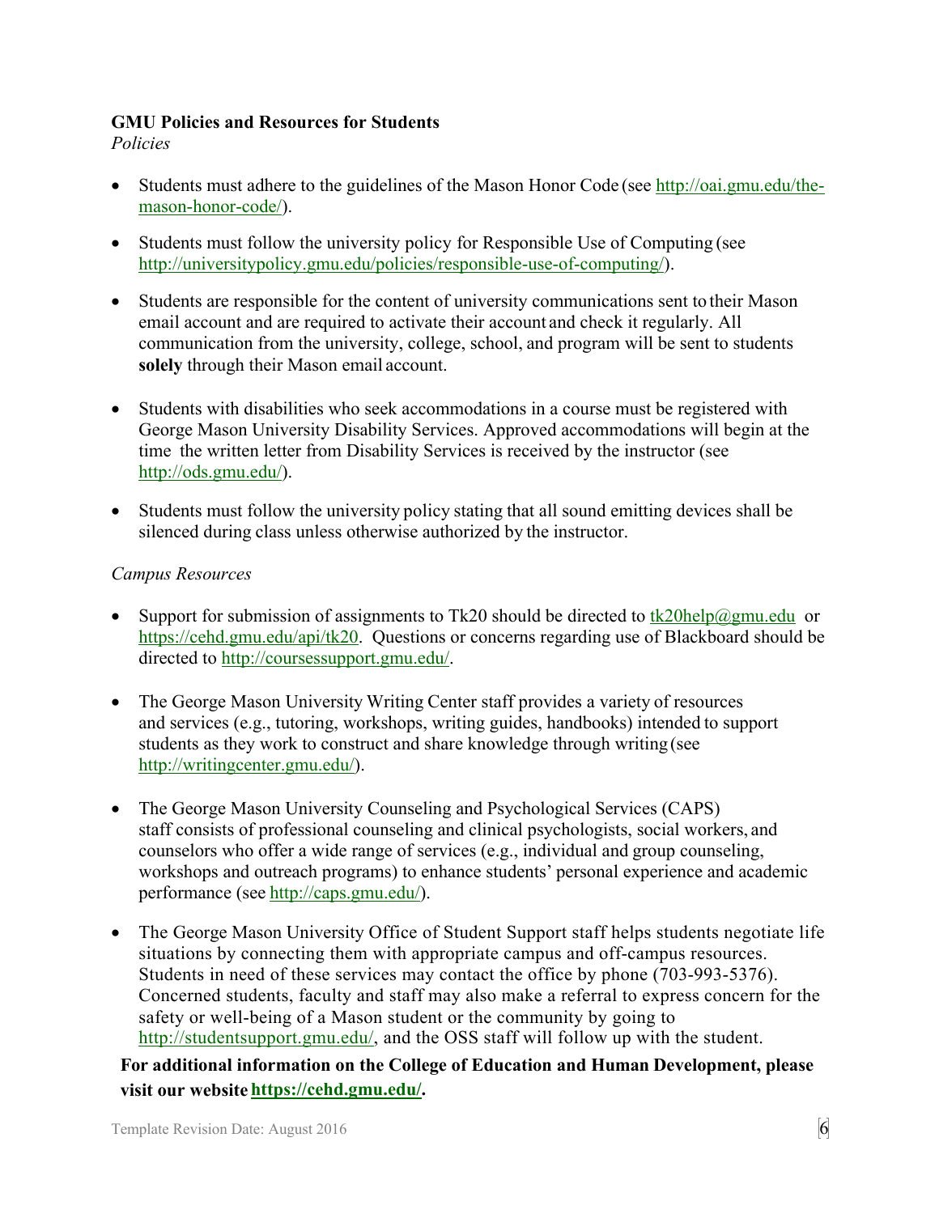**GMU Policies and Resources for Students**

*Policies*

- Students must adhere to the guidelines of the Mason Honor Code (see http://oai.gmu.edu/the-mason-honor-code/).
- Students must follow the university policy for Responsible Use of Computing (see http://universitypolicy.gmu.edu/policies/responsible-use-of-computing/).
- Students are responsible for the content of university communications sent to their Mason email account and are required to activate their account and check it regularly. All communication from the university, college, school, and program will be sent to students **solely** through their Mason email account.
- Students with disabilities who seek accommodations in a course must be registered with George Mason University Disability Services. Approved accommodations will begin at the time the written letter from Disability Services is received by the instructor (see http://ods.gmu.edu/).
- Students must follow the university policy stating that all sound emitting devices shall be silenced during class unless otherwise authorized by the instructor.

*Campus Resources*

- Support for submission of assignments to Tk20 should be directed to tk20help@gmu.edu or https://cehd.gmu.edu/api/tk20. Questions or concerns regarding use of Blackboard should be directed to http://coursessupport.gmu.edu/.
- The George Mason University Writing Center staff provides a variety of resources and services (e.g., tutoring, workshops, writing guides, handbooks) intended to support students as they work to construct and share knowledge through writing (see http://writingcenter.gmu.edu/).
- The George Mason University Counseling and Psychological Services (CAPS) staff consists of professional counseling and clinical psychologists, social workers, and counselors who offer a wide range of services (e.g., individual and group counseling, workshops and outreach programs) to enhance students' personal experience and academic performance (see http://caps.gmu.edu/).
- The George Mason University Office of Student Support staff helps students negotiate life situations by connecting them with appropriate campus and off-campus resources. Students in need of these services may contact the office by phone (703-993-5376). Concerned students, faculty and staff may also make a referral to express concern for the safety or well-being of a Mason student or the community by going to http://studentsupport.gmu.edu/, and the OSS staff will follow up with the student.

**For additional information on the College of Education and Human Development, please visit our website https://cehd.gmu.edu/.**

Template Revision Date: August 2016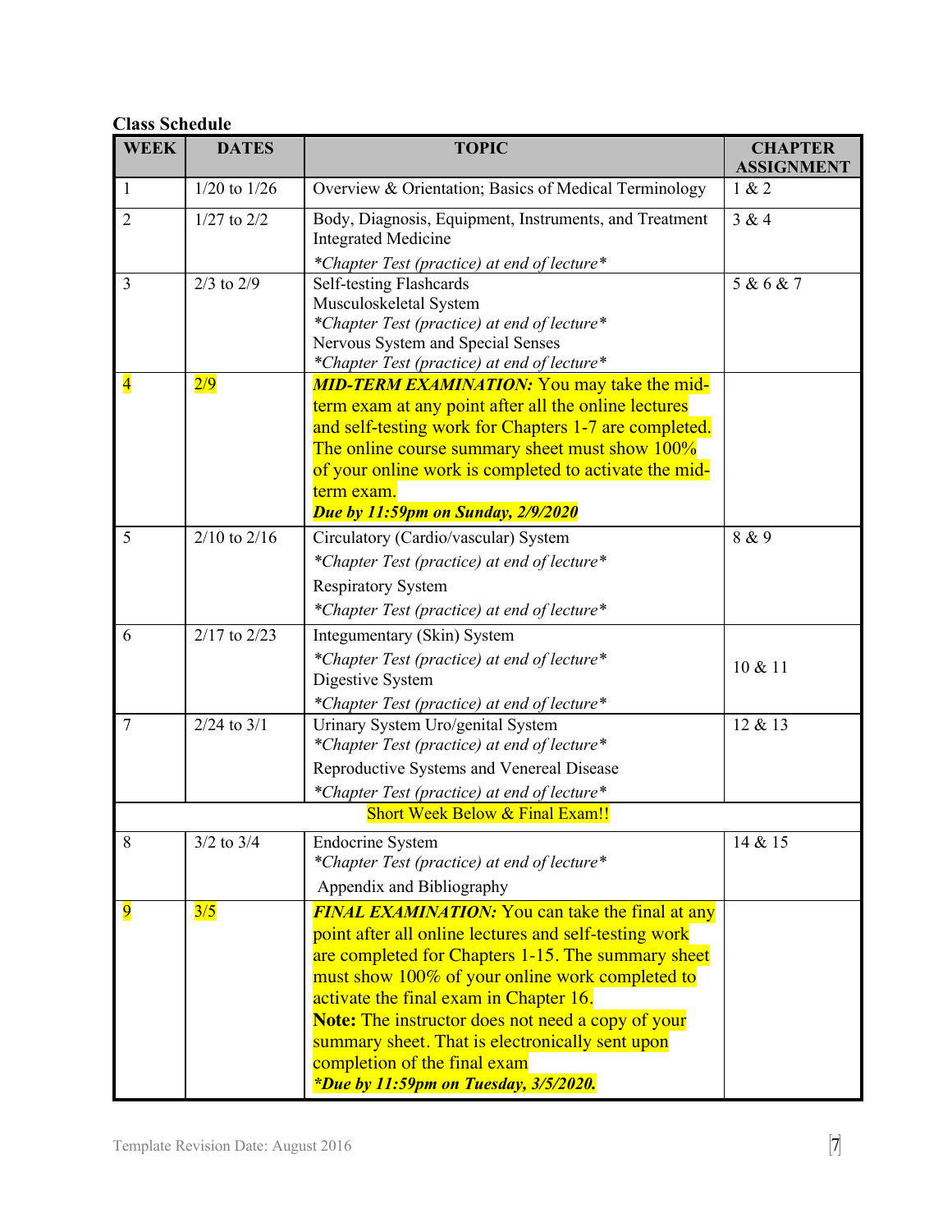**Class Schedule**

| WEEK | DATES | TOPIC | CHAPTER ASSIGNMENT |
|---|---|---|---|
| 1 | 1/20 to 1/26 | Overview & Orientation; Basics of Medical Terminology | 1 & 2 |
| 2 | 1/27 to 2/2 | Body, Diagnosis, Equipment, Instruments, and Treatment Integrated Medicine<br>*\*Chapter Test (practice) at end of lecture\** | 3 & 4 |
| 3 | 2/3 to 2/9 | Self-testing Flashcards<br>Musculoskeletal System<br>*\*Chapter Test (practice) at end of lecture\**<br>Nervous System and Special Senses<br>*\*Chapter Test (practice) at end of lecture\** | 5 & 6 & 7 |
| 4 | 2/9 | ***MID-TERM EXAMINATION:*** You may take the mid-term exam at any point after all the online lectures and self-testing work for Chapters 1-7 are completed. The online course summary sheet must show 100% of your online work is completed to activate the mid-term exam.<br>***Due by 11:59pm on Sunday, 2/9/2020*** | |
| 5 | 2/10 to 2/16 | Circulatory (Cardio/vascular) System<br>*\*Chapter Test (practice) at end of lecture\**<br>Respiratory System<br>*\*Chapter Test (practice) at end of lecture\** | 8 & 9 |
| 6 | 2/17 to 2/23 | Integumentary (Skin) System<br>*\*Chapter Test (practice) at end of lecture\**<br>Digestive System<br>*\*Chapter Test (practice) at end of lecture\** | 10 & 11 |
| 7 | 2/24 to 3/1 | Urinary System Uro/genital System<br>*\*Chapter Test (practice) at end of lecture\**<br>Reproductive Systems and Venereal Disease<br>*\*Chapter Test (practice) at end of lecture\** | 12 & 13 |
| | | Short Week Below & Final Exam!! | |
| 8 | 3/2 to 3/4 | Endocrine System<br>*\*Chapter Test (practice) at end of lecture\**<br>Appendix and Bibliography | 14 & 15 |
| 9 | 3/5 | ***FINAL EXAMINATION:*** You can take the final at any point after all online lectures and self-testing work are completed for Chapters 1-15. The summary sheet must show 100% of your online work completed to activate the final exam in Chapter 16.<br>**Note:** The instructor does not need a copy of your summary sheet. That is electronically sent upon completion of the final exam<br>***\*Due by 11:59pm on Tuesday, 3/5/2020.*** | |

Template Revision Date: August 2016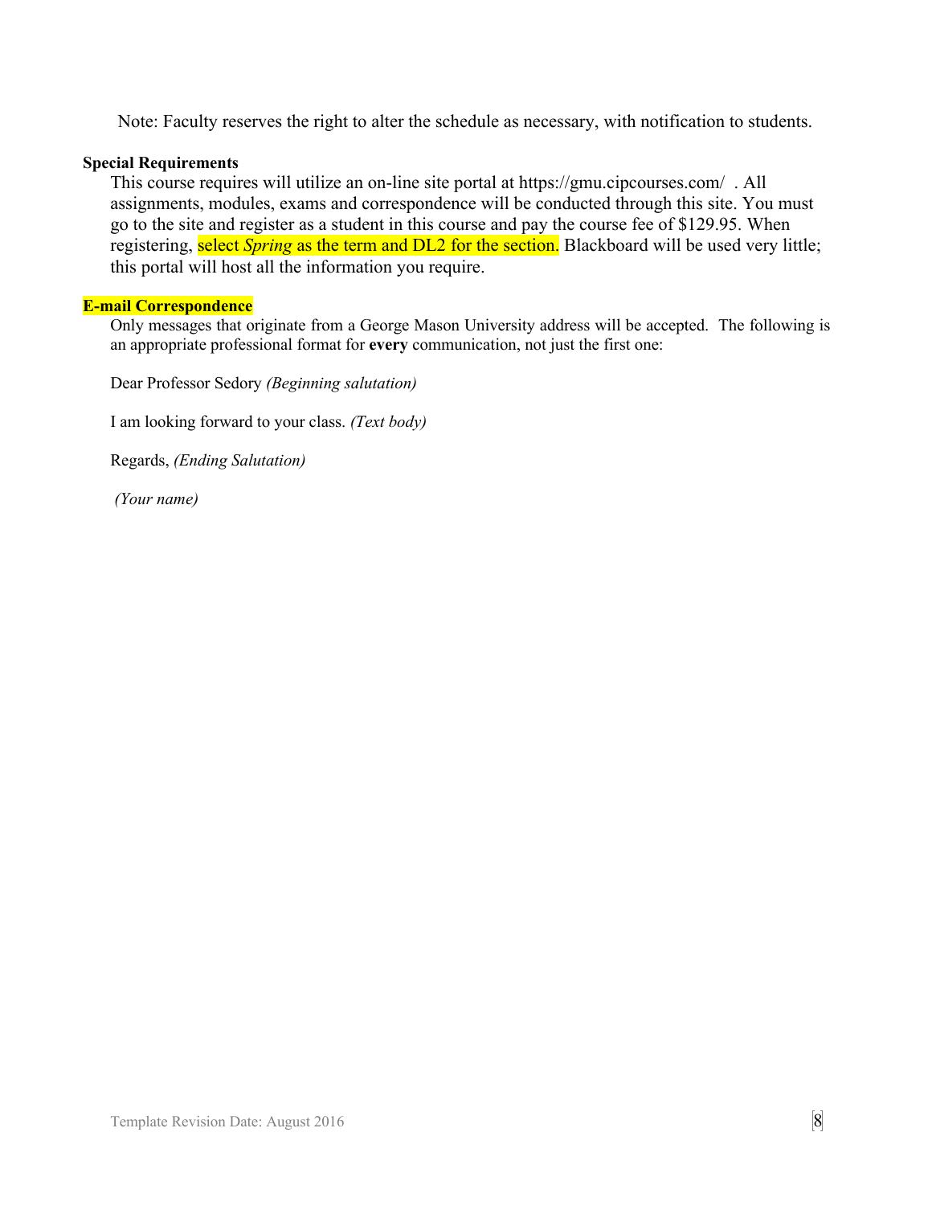Note: Faculty reserves the right to alter the schedule as necessary, with notification to students.

**Special Requirements**

This course requires will utilize an on-line site portal at https://gmu.cipcourses.com/ . All assignments, modules, exams and correspondence will be conducted through this site. You must go to the site and register as a student in this course and pay the course fee of $129.95. When registering, select *Spring* as the term and DL2 for the section. Blackboard will be used very little; this portal will host all the information you require.

**E-mail Correspondence**

Only messages that originate from a George Mason University address will be accepted. The following is an appropriate professional format for **every** communication, not just the first one:

Dear Professor Sedory *(Beginning salutation)*

I am looking forward to your class. *(Text body)*

Regards, *(Ending Salutation)*

*(Your name)*